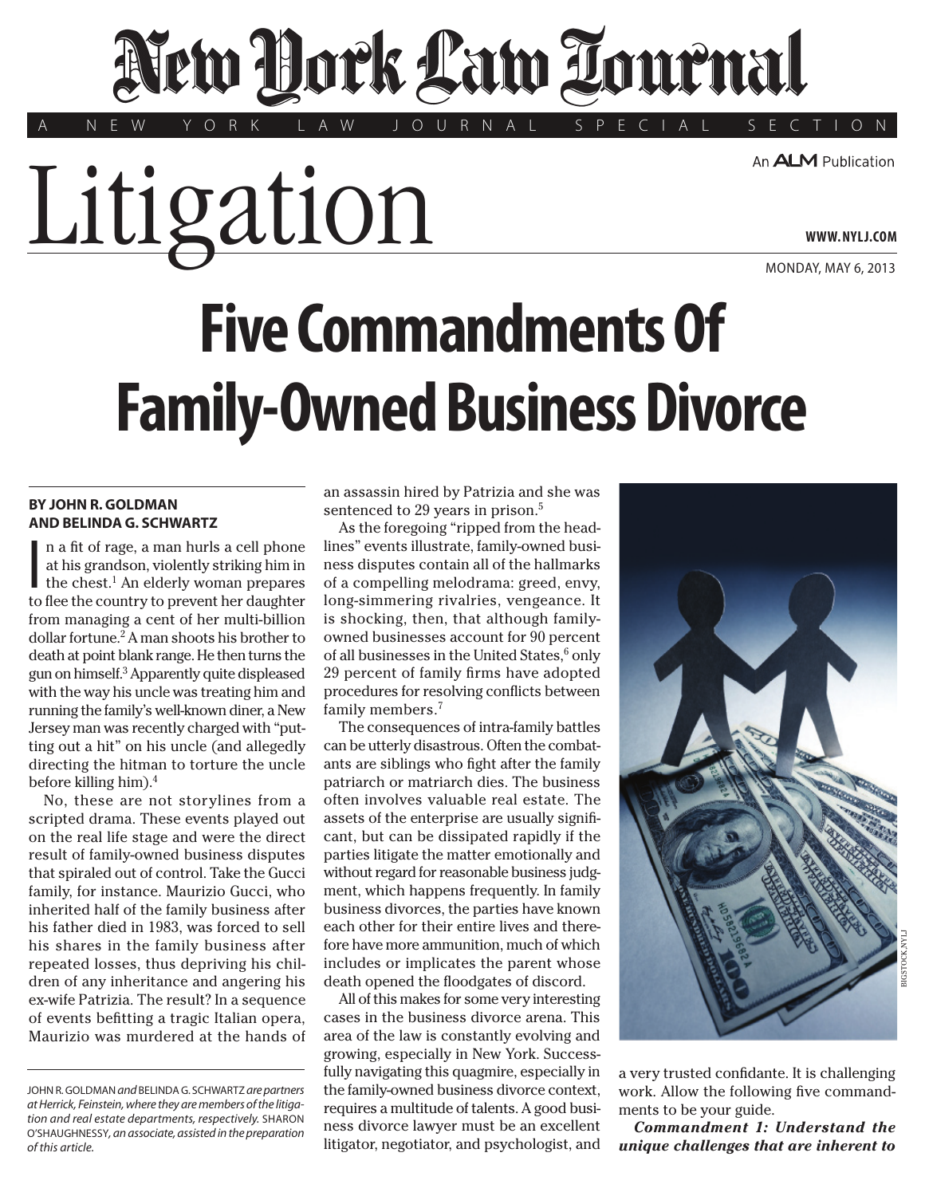# New York Law Journal

A NEW YORK LAW JOURNAL SPECIAL SECTION

# Litigation

MONDAY, MAY 6, 2013

# Five Commandments Of Family-Owned Business Divorce

**BY JOHN R. GOLDMAN AND BELINDA G. SCHWARTZ**

In a fit of rage, a man hurls a cell phone at his grandson, violently striking him in the chest.[1] An elderly woman prepares to flee the country to prevent her daughter from managing a cent of her multi-billion dollar fortune.[2] A man shoots his brother to death at point blank range. He then turns the gun on himself.[3] Apparently quite displeased with the way his uncle was treating him and running the family's well-known diner, a New Jersey man was recently charged with "putting out a hit" on his uncle (and allegedly directing the hitman to torture the uncle before killing him).[4]

No, these are not storylines from a scripted drama. These events played out on the real life stage and were the direct result of family-owned business disputes that spiraled out of control. Take the Gucci family, for instance. Maurizio Gucci, who inherited half of the family business after his father died in 1983, was forced to sell his shares in the family business after repeated losses, thus depriving his children of any inheritance and angering his ex-wife Patrizia. The result? In a sequence of events befitting a tragic Italian opera, Maurizio was murdered at the hands of an assassin hired by Patrizia and she was sentenced to 29 years in prison.[5]

As the foregoing "ripped from the headlines" events illustrate, family-owned business disputes contain all of the hallmarks of a compelling melodrama: greed, envy, long-simmering rivalries, vengeance. It is shocking, then, that although family-owned businesses account for 90 percent of all businesses in the United States,[6] only 29 percent of family firms have adopted procedures for resolving conflicts between family members.[7]

The consequences of intra-family battles can be utterly disastrous. Often the combatants are siblings who fight after the family patriarch or matriarch dies. The business often involves valuable real estate. The assets of the enterprise are usually significant, but can be dissipated rapidly if the parties litigate the matter emotionally and without regard for reasonable business judgment, which happens frequently. In family business divorces, the parties have known each other for their entire lives and therefore have more ammunition, much of which includes or implicates the parent whose death opened the floodgates of discord.

All of this makes for some very interesting cases in the business divorce arena. This area of the law is constantly evolving and growing, especially in New York. Successfully navigating this quagmire, especially in the family-owned business divorce context, requires a multitude of talents. A good business divorce lawyer must be an excellent litigator, negotiator, and psychologist, and a very trusted confidante. It is challenging work. Allow the following five commandments to be your guide.

***Commandment 1: Understand the unique challenges that are inherent to***

---

JOHN R. GOLDMAN *and* BELINDA G. SCHWARTZ *are partners at Herrick, Feinstein, where they are members of the litigation and real estate departments, respectively.* SHARON O'SHAUGHNESSY, *an associate, assisted in the preparation of this article.*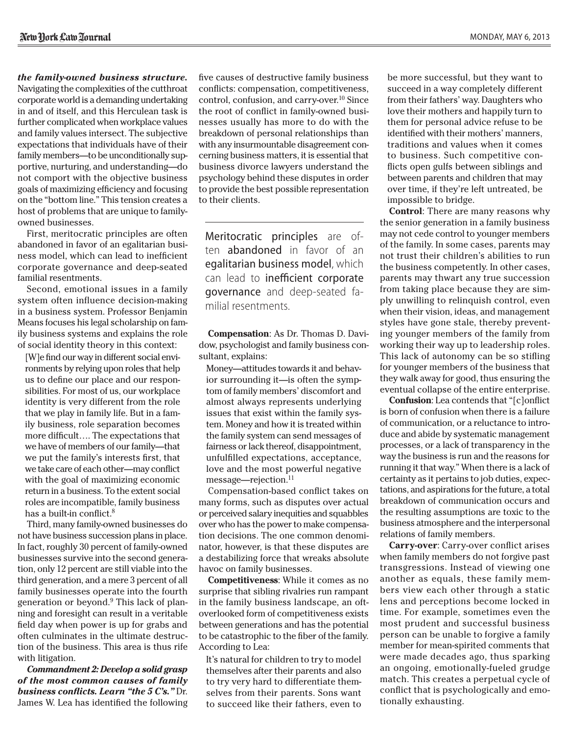***the family-owned business structure.*** Navigating the complexities of the cutthroat corporate world is a demanding undertaking in and of itself, and this Herculean task is further complicated when workplace values and family values intersect. The subjective expectations that individuals have of their family members—to be unconditionally supportive, nurturing, and understanding—do not comport with the objective business goals of maximizing efficiency and focusing on the "bottom line." This tension creates a host of problems that are unique to family-owned businesses.

First, meritocratic principles are often abandoned in favor of an egalitarian business model, which can lead to inefficient corporate governance and deep-seated familial resentments.

Second, emotional issues in a family system often influence decision-making in a business system. Professor Benjamin Means focuses his legal scholarship on family business systems and explains the role of social identity theory in this context:

> [W]e find our way in different social environments by relying upon roles that help us to define our place and our responsibilities. For most of us, our workplace identity is very different from the role that we play in family life. But in a family business, role separation becomes more difficult…. The expectations that we have of members of our family—that we put the family's interests first, that we take care of each other—may conflict with the goal of maximizing economic return in a business. To the extent social roles are incompatible, family business has a built-in conflict.[8]

Third, many family-owned businesses do not have business succession plans in place. In fact, roughly 30 percent of family-owned businesses survive into the second generation, only 12 percent are still viable into the third generation, and a mere 3 percent of all family businesses operate into the fourth generation or beyond.[9] This lack of planning and foresight can result in a veritable field day when power is up for grabs and often culminates in the ultimate destruction of the business. This area is thus rife with litigation.

***Commandment 2: Develop a solid grasp of the most common causes of family business conflicts. Learn "the 5 C's."*** Dr. James W. Lea has identified the following five causes of destructive family business conflicts: compensation, competitiveness, control, confusion, and carry-over.[10] Since the root of conflict in family-owned businesses usually has more to do with the breakdown of personal relationships than with any insurmountable disagreement concerning business matters, it is essential that business divorce lawyers understand the psychology behind these disputes in order to provide the best possible representation to their clients.

> Meritocratic principles are often abandoned in favor of an egalitarian business model, which can lead to inefficient corporate governance and deep-seated familial resentments.

**Compensation**: As Dr. Thomas D. Davidow, psychologist and family business consultant, explains:

> Money—attitudes towards it and behavior surrounding it—is often the symptom of family members' discomfort and almost always represents underlying issues that exist within the family system. Money and how it is treated within the family system can send messages of fairness or lack thereof, disappointment, unfulfilled expectations, acceptance, love and the most powerful negative message—rejection.[11]

Compensation-based conflict takes on many forms, such as disputes over actual or perceived salary inequities and squabbles over who has the power to make compensation decisions. The one common denominator, however, is that these disputes are a destabilizing force that wreaks absolute havoc on family businesses.

**Competitiveness**: While it comes as no surprise that sibling rivalries run rampant in the family business landscape, an oft-overlooked form of competitiveness exists between generations and has the potential to be catastrophic to the fiber of the family. According to Lea:

> It's natural for children to try to model themselves after their parents and also to try very hard to differentiate themselves from their parents. Sons want to succeed like their fathers, even to be more successful, but they want to succeed in a way completely different from their fathers' way. Daughters who love their mothers and happily turn to them for personal advice refuse to be identified with their mothers' manners, traditions and values when it comes to business. Such competitive conflicts open gulfs between siblings and between parents and children that may over time, if they're left untreated, be impossible to bridge.

**Control**: There are many reasons why the senior generation in a family business may not cede control to younger members of the family. In some cases, parents may not trust their children's abilities to run the business competently. In other cases, parents may thwart any true succession from taking place because they are simply unwilling to relinquish control, even when their vision, ideas, and management styles have gone stale, thereby preventing younger members of the family from working their way up to leadership roles. This lack of autonomy can be so stifling for younger members of the business that they walk away for good, thus ensuring the eventual collapse of the entire enterprise.

**Confusion**: Lea contends that "[c]onflict is born of confusion when there is a failure of communication, or a reluctance to introduce and abide by systematic management processes, or a lack of transparency in the way the business is run and the reasons for running it that way." When there is a lack of certainty as it pertains to job duties, expectations, and aspirations for the future, a total breakdown of communication occurs and the resulting assumptions are toxic to the business atmosphere and the interpersonal relations of family members.

**Carry-over**: Carry-over conflict arises when family members do not forgive past transgressions. Instead of viewing one another as equals, these family members view each other through a static lens and perceptions become locked in time. For example, sometimes even the most prudent and successful business person can be unable to forgive a family member for mean-spirited comments that were made decades ago, thus sparking an ongoing, emotionally-fueled grudge match. This creates a perpetual cycle of conflict that is psychologically and emotionally exhausting.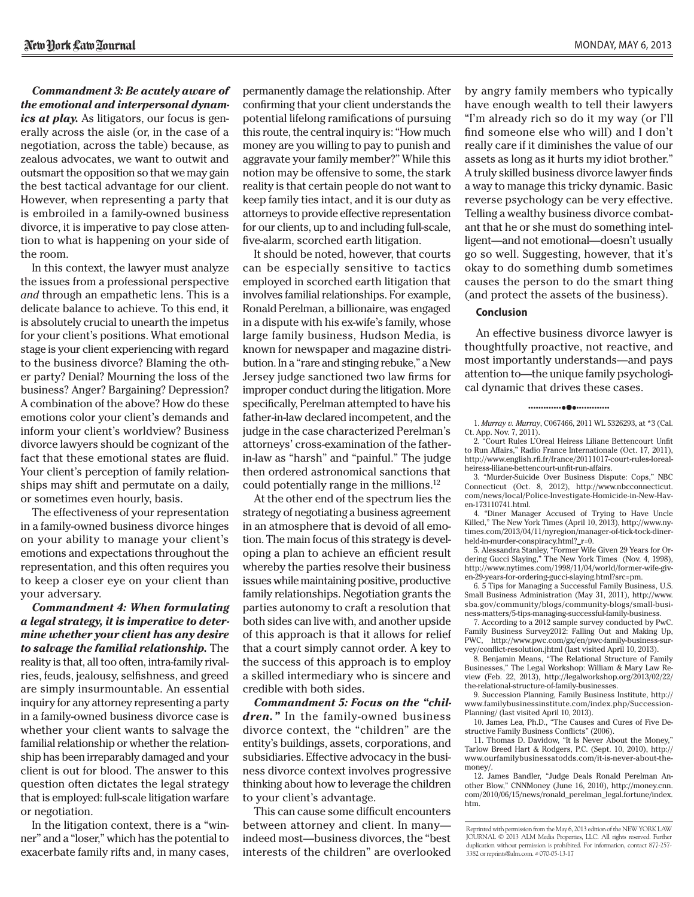***Commandment 3: Be acutely aware of the emotional and interpersonal dynamics at play.*** As litigators, our focus is generally across the aisle (or, in the case of a negotiation, across the table) because, as zealous advocates, we want to outwit and outsmart the opposition so that we may gain the best tactical advantage for our client. However, when representing a party that is embroiled in a family-owned business divorce, it is imperative to pay close attention to what is happening on your side of the room.

In this context, the lawyer must analyze the issues from a professional perspective *and* through an empathetic lens. This is a delicate balance to achieve. To this end, it is absolutely crucial to unearth the impetus for your client's positions. What emotional stage is your client experiencing with regard to the business divorce? Blaming the other party? Denial? Mourning the loss of the business? Anger? Bargaining? Depression? A combination of the above? How do these emotions color your client's demands and inform your client's worldview? Business divorce lawyers should be cognizant of the fact that these emotional states are fluid. Your client's perception of family relationships may shift and permutate on a daily, or sometimes even hourly, basis.

The effectiveness of your representation in a family-owned business divorce hinges on your ability to manage your client's emotions and expectations throughout the representation, and this often requires you to keep a closer eye on your client than your adversary.

***Commandment 4: When formulating a legal strategy, it is imperative to determine whether your client has any desire to salvage the familial relationship.*** The reality is that, all too often, intra-family rivalries, feuds, jealousy, selfishness, and greed are simply insurmountable. An essential inquiry for any attorney representing a party in a family-owned business divorce case is whether your client wants to salvage the familial relationship or whether the relationship has been irreparably damaged and your client is out for blood. The answer to this question often dictates the legal strategy that is employed: full-scale litigation warfare or negotiation.

In the litigation context, there is a "winner" and a "loser," which has the potential to exacerbate family rifts and, in many cases, permanently damage the relationship. After confirming that your client understands the potential lifelong ramifications of pursuing this route, the central inquiry is: "How much money are you willing to pay to punish and aggravate your family member?" While this notion may be offensive to some, the stark reality is that certain people do not want to keep family ties intact, and it is our duty as attorneys to provide effective representation for our clients, up to and including full-scale, five-alarm, scorched earth litigation.

It should be noted, however, that courts can be especially sensitive to tactics employed in scorched earth litigation that involves familial relationships. For example, Ronald Perelman, a billionaire, was engaged in a dispute with his ex-wife's family, whose large family business, Hudson Media, is known for newspaper and magazine distribution. In a "rare and stinging rebuke," a New Jersey judge sanctioned two law firms for improper conduct during the litigation. More specifically, Perelman attempted to have his father-in-law declared incompetent, and the judge in the case characterized Perelman's attorneys' cross-examination of the father-in-law as "harsh" and "painful." The judge then ordered astronomical sanctions that could potentially range in the millions.[12]

At the other end of the spectrum lies the strategy of negotiating a business agreement in an atmosphere that is devoid of all emotion. The main focus of this strategy is developing a plan to achieve an efficient result whereby the parties resolve their business issues while maintaining positive, productive family relationships. Negotiation grants the parties autonomy to craft a resolution that both sides can live with, and another upside of this approach is that it allows for relief that a court simply cannot order. A key to the success of this approach is to employ a skilled intermediary who is sincere and credible with both sides.

***Commandment 5: Focus on the "children."*** In the family-owned business divorce context, the "children" are the entity's buildings, assets, corporations, and subsidiaries. Effective advocacy in the business divorce context involves progressive thinking about how to leverage the children to your client's advantage.

This can cause some difficult encounters between attorney and client. In many—indeed most—business divorces, the "best interests of the children" are overlooked by angry family members who typically have enough wealth to tell their lawyers "I'm already rich so do it my way (or I'll find someone else who will) and I don't really care if it diminishes the value of our assets as long as it hurts my idiot brother." A truly skilled business divorce lawyer finds a way to manage this tricky dynamic. Basic reverse psychology can be very effective. Telling a wealthy business divorce combatant that he or she must do something intelligent—and not emotional—doesn't usually go so well. Suggesting, however, that it's okay to do something dumb sometimes causes the person to do the smart thing (and protect the assets of the business).

## Conclusion

An effective business divorce lawyer is thoughtfully proactive, not reactive, and most importantly understands—and pays attention to—the unique family psychological dynamic that drives these cases.

---

1. *Murray v. Murray*, C067466, 2011 WL 5326293, at *3 (Cal. Ct. App. Nov. 7, 2011).
2. "Court Rules L'Oreal Heiress Liliane Bettencourt Unfit to Run Affairs," Radio France Internationale (Oct. 17, 2011), http://www.english.rfi.fr/france/20111017-court-rules-loreal-heiress-liliane-bettencourt-unfit-run-affairs.
3. "Murder-Suicide Over Business Dispute: Cops," NBC Connecticut (Oct. 8, 2012), http://www.nbcconnecticut.com/news/local/Police-Investigate-Homicide-in-New-Haven-173110741.html.
4. "Diner Manager Accused of Trying to Have Uncle Killed," The New York Times (April 10, 2013), http://www.nytimes.com/2013/04/11/nyregion/manager-of-tick-tock-diner-held-in-murder-conspiracy.html?_r=0.
5. Alessandra Stanley, "Former Wife Given 29 Years for Ordering Gucci Slaying," The New York Times (Nov. 4, 1998), http://www.nytimes.com/1998/11/04/world/former-wife-given-29-years-for-ordering-gucci-slaying.html?src=pm.
6. 5 Tips for Managing a Successful Family Business, U.S. Small Business Administration (May 31, 2011), http://www.sba.gov/community/blogs/community-blogs/small-business-matters/5-tips-managing-successful-family-business.
7. According to a 2012 sample survey conducted by PwC. Family Business Survey2012: Falling Out and Making Up, PWC, http://www.pwc.com/gx/en/pwc-family-business-survey/conflict-resolution.jhtml (last visited April 10, 2013).
8. Benjamin Means, "The Relational Structure of Family Businesses," The Legal Workshop: William & Mary Law Review (Feb. 22, 2013), http://legalworkshop.org/2013/02/22/the-relational-structure-of-family-businesses.
9. Succession Planning, Family Business Institute, http://www.familybusinessinstitute.com/index.php/Succession-Planning/ (last visited April 10, 2013).
10. James Lea, Ph.D., "The Causes and Cures of Five Destructive Family Business Conflicts" (2006).
11. Thomas D. Davidow, "It Is Never About the Money," Tarlow Breed Hart & Rodgers, P.C. (Sept. 10, 2010), http://www.ourfamilybusinesstodds.com/it-is-never-about-the-money/.
12. James Bandler, "Judge Deals Ronald Perelman Another Blow," CNNMoney (June 16, 2010), http://money.cnn.com/2010/06/15/news/ronald_perelman_legal.fortune/index.htm.

Reprinted with permission from the May 6, 2013 edition of the NEW YORK LAW JOURNAL © 2013 ALM Media Properties, LLC. All rights reserved. Further duplication without permission is prohibited. For information, contact 877-257-3382 or reprints@alm.com. # 070-05-13-17